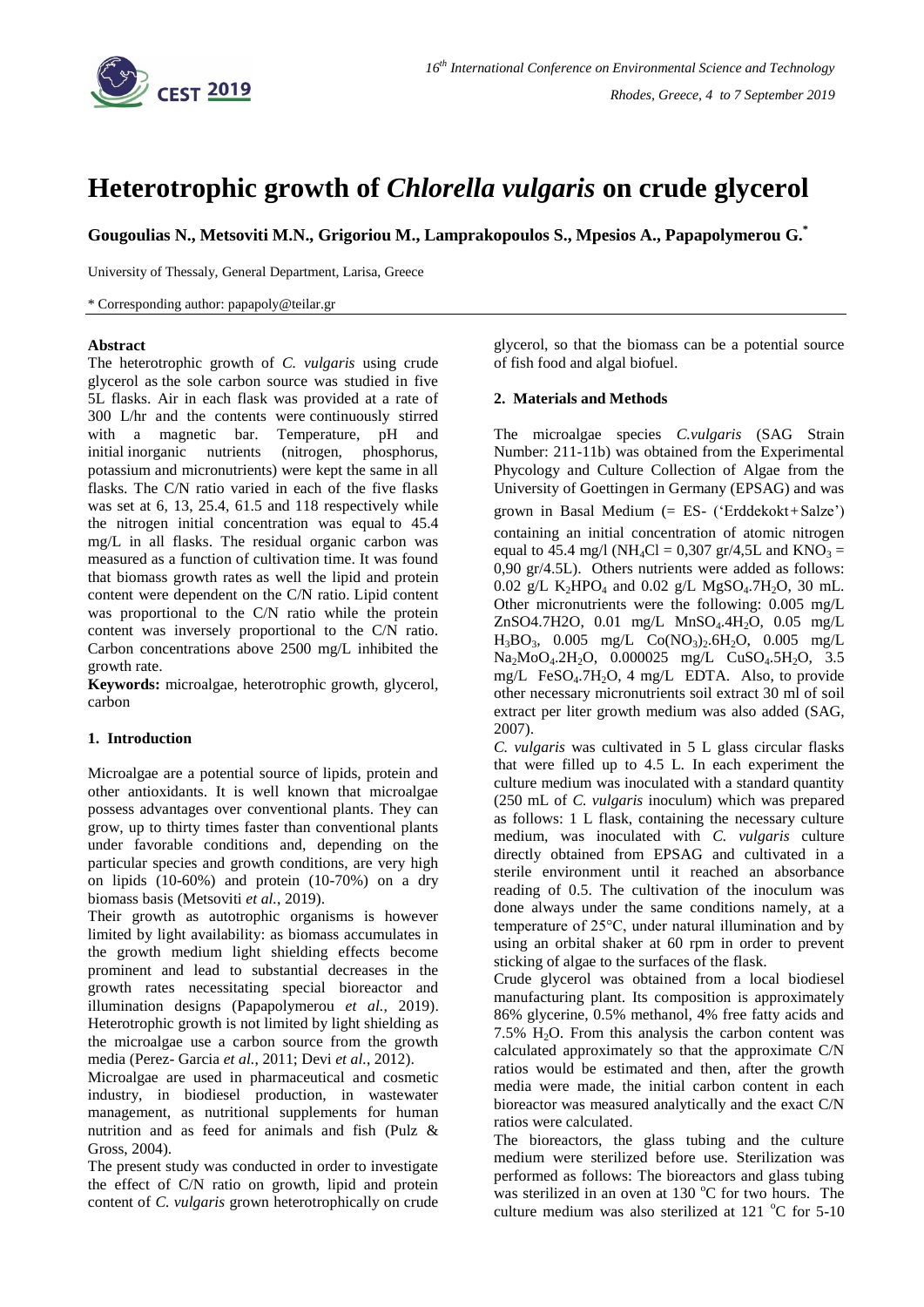# Heterotrophic growth of *Chlorella vulgaris* on crude glycerol

**Gougoulias N., Metsoviti M.N., Grigoriou M., Lamprakopoulos S., Mpesios A., Papapolymerou G.***

University of Thessaly, General Department, Larisa, Greece

\* Corresponding author: papapoly@teilar.gr

### Abstract

The heterotrophic growth of *C. vulgaris* using crude glycerol as the sole carbon source was studied in five 5L flasks. Air in each flask was provided at a rate of 300 L/hr and the contents were continuously stirred with a magnetic bar. Temperature, pH and initial inorganic nutrients (nitrogen, phosphorus, potassium and micronutrients) were kept the same in all flasks. The C/N ratio varied in each of the five flasks was set at 6, 13, 25.4, 61.5 and 118 respectively while the nitrogen initial concentration was equal to 45.4 mg/L in all flasks. The residual organic carbon was measured as a function of cultivation time. It was found that biomass growth rates as well the lipid and protein content were dependent on the C/N ratio. Lipid content was proportional to the C/N ratio while the protein content was inversely proportional to the C/N ratio. Carbon concentrations above 2500 mg/L inhibited the growth rate.

**Keywords:** microalgae, heterotrophic growth, glycerol, carbon

## 1. Introduction

Microalgae are a potential source of lipids, protein and other antioxidants. It is well known that microalgae possess advantages over conventional plants. They can grow, up to thirty times faster than conventional plants under favorable conditions and, depending on the particular species and growth conditions, are very high on lipids (10-60%) and protein (10-70%) on a dry biomass basis (Metsoviti *et al.*, 2019).

Their growth as autotrophic organisms is however limited by light availability: as biomass accumulates in the growth medium light shielding effects become prominent and lead to substantial decreases in the growth rates necessitating special bioreactor and illumination designs (Papapolymerou *et al.*, 2019). Heterotrophic growth is not limited by light shielding as the microalgae use a carbon source from the growth media (Perez- Garcia *et al.*, 2011; Devi *et al.*, 2012).

Microalgae are used in pharmaceutical and cosmetic industry, in biodiesel production, in wastewater management, as nutritional supplements for human nutrition and as feed for animals and fish (Pulz & Gross, 2004).

The present study was conducted in order to investigate the effect of C/N ratio on growth, lipid and protein content of *C. vulgaris* grown heterotrophically on crude glycerol, so that the biomass can be a potential source of fish food and algal biofuel.

## 2. Materials and Methods

The microalgae species *C.vulgaris* (SAG Strain Number: 211-11b) was obtained from the Experimental Phycology and Culture Collection of Algae from the University of Goettingen in Germany (EPSAG) and was grown in Basal Medium (= ES- ('Erddekokt + Salze') containing an initial concentration of atomic nitrogen equal to 45.4 mg/l ($NH_4Cl$ = 0,307 gr/4,5L and $KNO_3$ = 0,90 gr/4.5L). Others nutrients were added as follows: 0.02 g/L $K_2HPO_4$ and 0.02 g/L $MgSO_4.7H_2O$, 30 mL. Other micronutrients were the following: 0.005 mg/L ZnSO4.7H2O, 0.01 mg/L $MnSO_4.4H_2O$, 0.05 mg/L $H_3BO_3$, 0.005 mg/L $Co(NO_3)_2.6H_2O$, 0.005 mg/L $Na_2MoO_4.2H_2O$, 0.000025 mg/L $CuSO_4.5H_2O$, 3.5 mg/L $FeSO_4.7H_2O$, 4 mg/L EDTA. Also, to provide other necessary micronutrients soil extract 30 ml of soil extract per liter growth medium was also added (SAG, 2007).

*C. vulgaris* was cultivated in 5 L glass circular flasks that were filled up to 4.5 L. In each experiment the culture medium was inoculated with a standard quantity (250 mL of *C. vulgaris* inoculum) which was prepared as follows: 1 L flask, containing the necessary culture medium, was inoculated with *C. vulgaris* culture directly obtained from EPSAG and cultivated in a sterile environment until it reached an absorbance reading of 0.5. The cultivation of the inoculum was done always under the same conditions namely, at a temperature of 25°C, under natural illumination and by using an orbital shaker at 60 rpm in order to prevent sticking of algae to the surfaces of the flask.

Crude glycerol was obtained from a local biodiesel manufacturing plant. Its composition is approximately 86% glycerine, 0.5% methanol, 4% free fatty acids and 7.5% $H_2O$. From this analysis the carbon content was calculated approximately so that the approximate C/N ratios would be estimated and then, after the growth media were made, the initial carbon content in each bioreactor was measured analytically and the exact C/N ratios were calculated.

The bioreactors, the glass tubing and the culture medium were sterilized before use. Sterilization was performed as follows: The bioreactors and glass tubing was sterilized in an oven at 130 °C for two hours. The culture medium was also sterilized at 121 °C for 5-10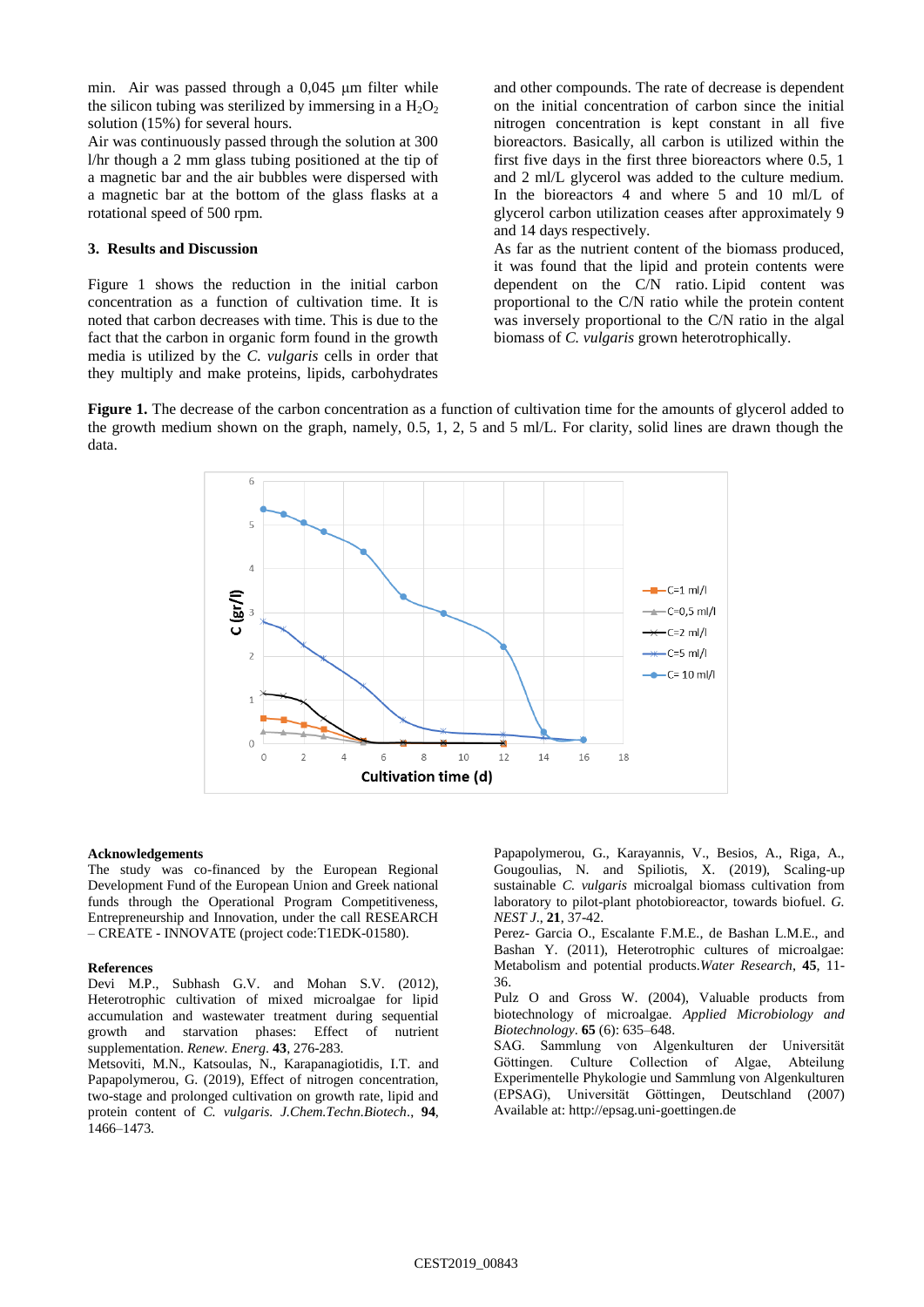min. Air was passed through a 0,045 μm filter while the silicon tubing was sterilized by immersing in a $H_2O_2$ solution (15%) for several hours.

Air was continuously passed through the solution at 300 l/hr though a 2 mm glass tubing positioned at the tip of a magnetic bar and the air bubbles were dispersed with a magnetic bar at the bottom of the glass flasks at a rotational speed of 500 rpm.

## 3. Results and Discussion

Figure 1 shows the reduction in the initial carbon concentration as a function of cultivation time. It is noted that carbon decreases with time. This is due to the fact that the carbon in organic form found in the growth media is utilized by the *C. vulgaris* cells in order that they multiply and make proteins, lipids, carbohydrates and other compounds. The rate of decrease is dependent on the initial concentration of carbon since the initial nitrogen concentration is kept constant in all five bioreactors. Basically, all carbon is utilized within the first five days in the first three bioreactors where 0.5, 1 and 2 ml/L glycerol was added to the culture medium. In the bioreactors 4 and where 5 and 10 ml/L of glycerol carbon utilization ceases after approximately 9 and 14 days respectively.

As far as the nutrient content of the biomass produced, it was found that the lipid and protein contents were dependent on the C/N ratio. Lipid content was proportional to the C/N ratio while the protein content was inversely proportional to the C/N ratio in the algal biomass of *C. vulgaris* grown heterotrophically.

**Figure 1.** The decrease of the carbon concentration as a function of cultivation time for the amounts of glycerol added to the growth medium shown on the graph, namely, 0.5, 1, 2, 5 and 5 ml/L. For clarity, solid lines are drawn though the data.

C (gr/l)

0
1
2
3
4
5
6

0
2
4
6
8
10
12
14
16
18

Cultivation time (d)

C=1 ml/l
C=0,5 ml/l
C=2 ml/l
C=5 ml/l
C= 10 ml/l

**Acknowledgements**

The study was co-financed by the European Regional Development Fund of the European Union and Greek national funds through the Operational Program Competitiveness, Entrepreneurship and Innovation, under the call RESEARCH – CREATE - INNOVATE (project code:T1EDK-01580).

**References**

Devi M.P., Subhash G.V. and Mohan S.V. (2012), Heterotrophic cultivation of mixed microalgae for lipid accumulation and wastewater treatment during sequential growth and starvation phases: Effect of nutrient supplementation. *Renew. Energ*. **43**, 276-283.

Metsoviti, M.N., Katsoulas, N., Karapanagiotidis, I.T. and Papapolymerou, G. (2019), Effect of nitrogen concentration, two-stage and prolonged cultivation on growth rate, lipid and protein content of *C. vulgaris. J.Chem.Techn.Biotech*., **94**, 1466–1473.

Papapolymerou, G., Karayannis, V., Besios, A., Riga, A., Gougoulias, N. and Spiliotis, X. (2019), Scaling-up sustainable *C. vulgaris* microalgal biomass cultivation from laboratory to pilot-plant photobioreactor, towards biofuel. *G. NEST J*., **21**, 37-42.

Perez- Garcia O., Escalante F.M.E., de Bashan L.M.E., and Bashan Y. (2011), Heterotrophic cultures of microalgae: Metabolism and potential products.*Water Research*, **45**, 11-36.

Pulz O and Gross W. (2004), Valuable products from biotechnology of microalgae. *Applied Microbiology and Biotechnology*. **65** (6): 635–648.

SAG. Sammlung von Algenkulturen der Universität Göttingen. Culture Collection of Algae, Abteilung Experimentelle Phykologie und Sammlung von Algenkulturen (EPSAG), Universität Göttingen, Deutschland (2007) Available at: http://epsag.uni-goettingen.de